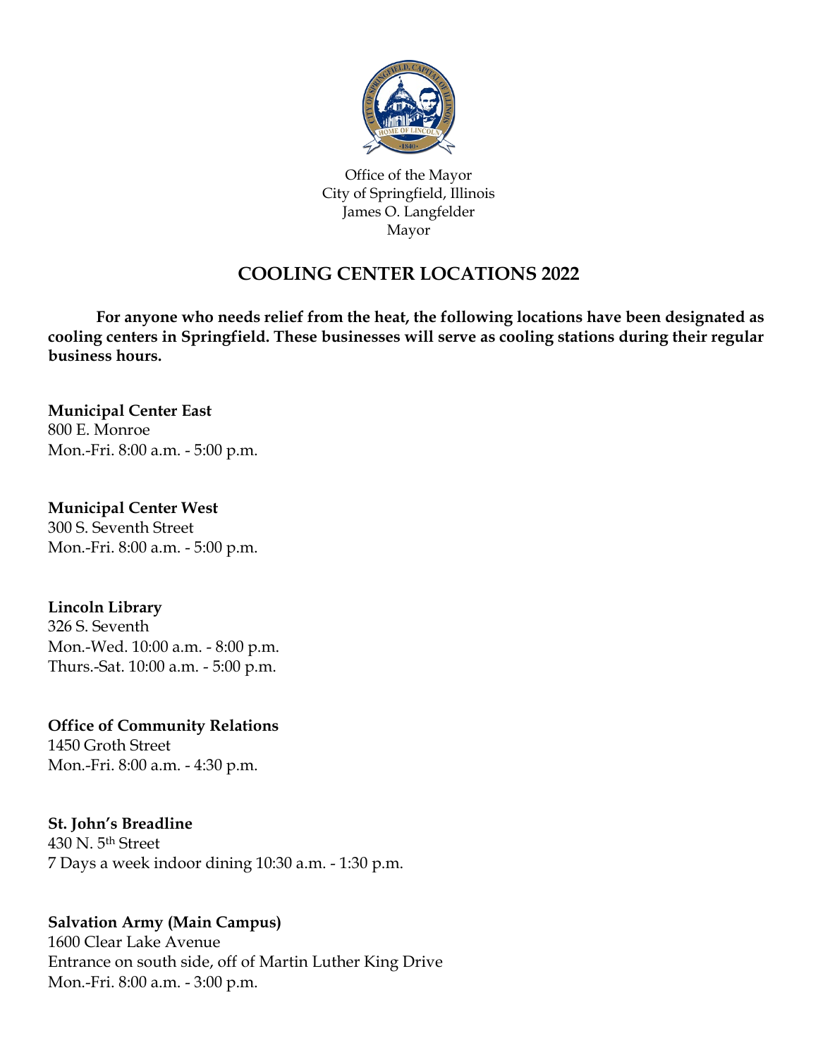Office of the Mayor
City of Springfield, Illinois
James O. Langfelder
Mayor

# COOLING CENTER LOCATIONS 2022

**For anyone who needs relief from the heat, the following locations have been designated as cooling centers in Springfield. These businesses will serve as cooling stations during their regular business hours.**

**Municipal Center East**
800 E. Monroe
Mon.-Fri. 8:00 a.m. - 5:00 p.m.

**Municipal Center West**
300 S. Seventh Street
Mon.-Fri. 8:00 a.m. - 5:00 p.m.

**Lincoln Library**
326 S. Seventh
Mon.-Wed. 10:00 a.m. - 8:00 p.m.
Thurs.-Sat. 10:00 a.m. - 5:00 p.m.

**Office of Community Relations**
1450 Groth Street
Mon.-Fri. 8:00 a.m. - 4:30 p.m.

**St. John's Breadline**
430 N. 5th Street
7 Days a week indoor dining 10:30 a.m. - 1:30 p.m.

**Salvation Army (Main Campus)**
1600 Clear Lake Avenue
Entrance on south side, off of Martin Luther King Drive
Mon.-Fri. 8:00 a.m. - 3:00 p.m.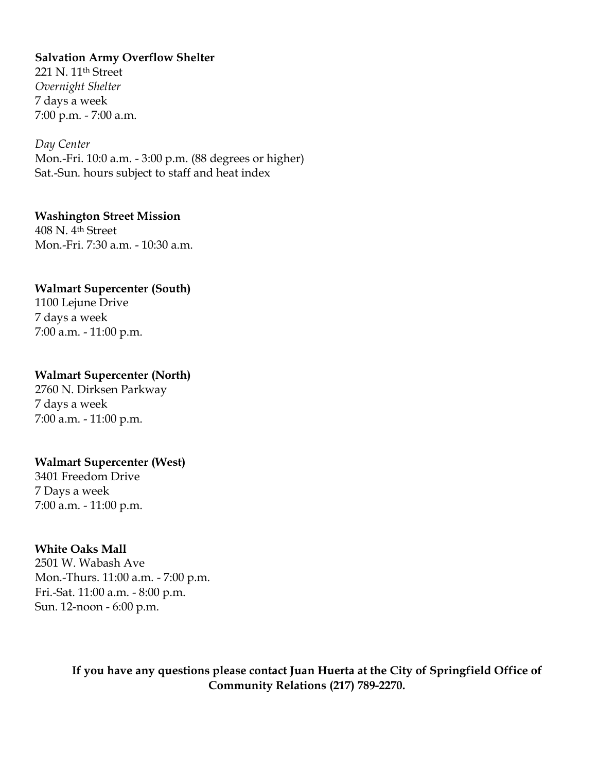**Salvation Army Overflow Shelter**
221 N. 11th Street
*Overnight Shelter*
7 days a week
7:00 p.m. - 7:00 a.m.

*Day Center*
Mon.-Fri. 10:0 a.m. - 3:00 p.m. (88 degrees or higher)
Sat.-Sun. hours subject to staff and heat index

**Washington Street Mission**
408 N. 4th Street
Mon.-Fri. 7:30 a.m. - 10:30 a.m.

**Walmart Supercenter (South)**
1100 Lejune Drive
7 days a week
7:00 a.m. - 11:00 p.m.

**Walmart Supercenter (North)**
2760 N. Dirksen Parkway
7 days a week
7:00 a.m. - 11:00 p.m.

**Walmart Supercenter (West)**
3401 Freedom Drive
7 Days a week
7:00 a.m. - 11:00 p.m.

**White Oaks Mall**
2501 W. Wabash Ave
Mon.-Thurs. 11:00 a.m. - 7:00 p.m.
Fri.-Sat. 11:00 a.m. - 8:00 p.m.
Sun. 12-noon - 6:00 p.m.

**If you have any questions please contact Juan Huerta at the City of Springfield Office of Community Relations (217) 789-2270.**